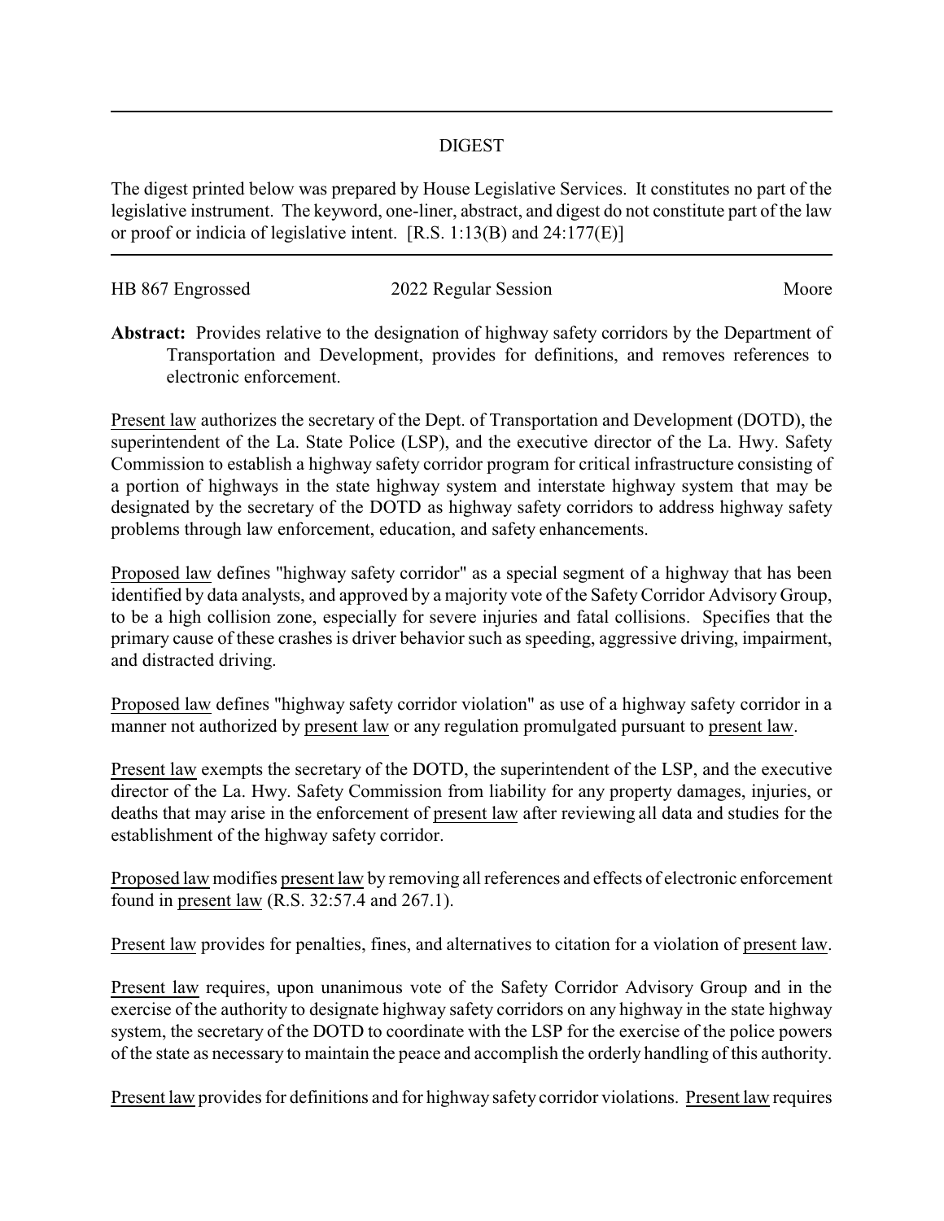DIGEST

The digest printed below was prepared by House Legislative Services. It constitutes no part of the legislative instrument. The keyword, one-liner, abstract, and digest do not constitute part of the law or proof or indicia of legislative intent. [R.S. 1:13(B) and 24:177(E)]

HB 867 Engrossed — 2022 Regular Session — Moore

**Abstract:** Provides relative to the designation of highway safety corridors by the Department of Transportation and Development, provides for definitions, and removes references to electronic enforcement.

Present law authorizes the secretary of the Dept. of Transportation and Development (DOTD), the superintendent of the La. State Police (LSP), and the executive director of the La. Hwy. Safety Commission to establish a highway safety corridor program for critical infrastructure consisting of a portion of highways in the state highway system and interstate highway system that may be designated by the secretary of the DOTD as highway safety corridors to address highway safety problems through law enforcement, education, and safety enhancements.

Proposed law defines "highway safety corridor" as a special segment of a highway that has been identified by data analysts, and approved by a majority vote of the Safety Corridor Advisory Group, to be a high collision zone, especially for severe injuries and fatal collisions. Specifies that the primary cause of these crashes is driver behavior such as speeding, aggressive driving, impairment, and distracted driving.

Proposed law defines "highway safety corridor violation" as use of a highway safety corridor in a manner not authorized by present law or any regulation promulgated pursuant to present law.

Present law exempts the secretary of the DOTD, the superintendent of the LSP, and the executive director of the La. Hwy. Safety Commission from liability for any property damages, injuries, or deaths that may arise in the enforcement of present law after reviewing all data and studies for the establishment of the highway safety corridor.

Proposed law modifies present law by removing all references and effects of electronic enforcement found in present law (R.S. 32:57.4 and 267.1).

Present law provides for penalties, fines, and alternatives to citation for a violation of present law.

Present law requires, upon unanimous vote of the Safety Corridor Advisory Group and in the exercise of the authority to designate highway safety corridors on any highway in the state highway system, the secretary of the DOTD to coordinate with the LSP for the exercise of the police powers of the state as necessary to maintain the peace and accomplish the orderly handling of this authority.

Present law provides for definitions and for highway safety corridor violations. Present law requires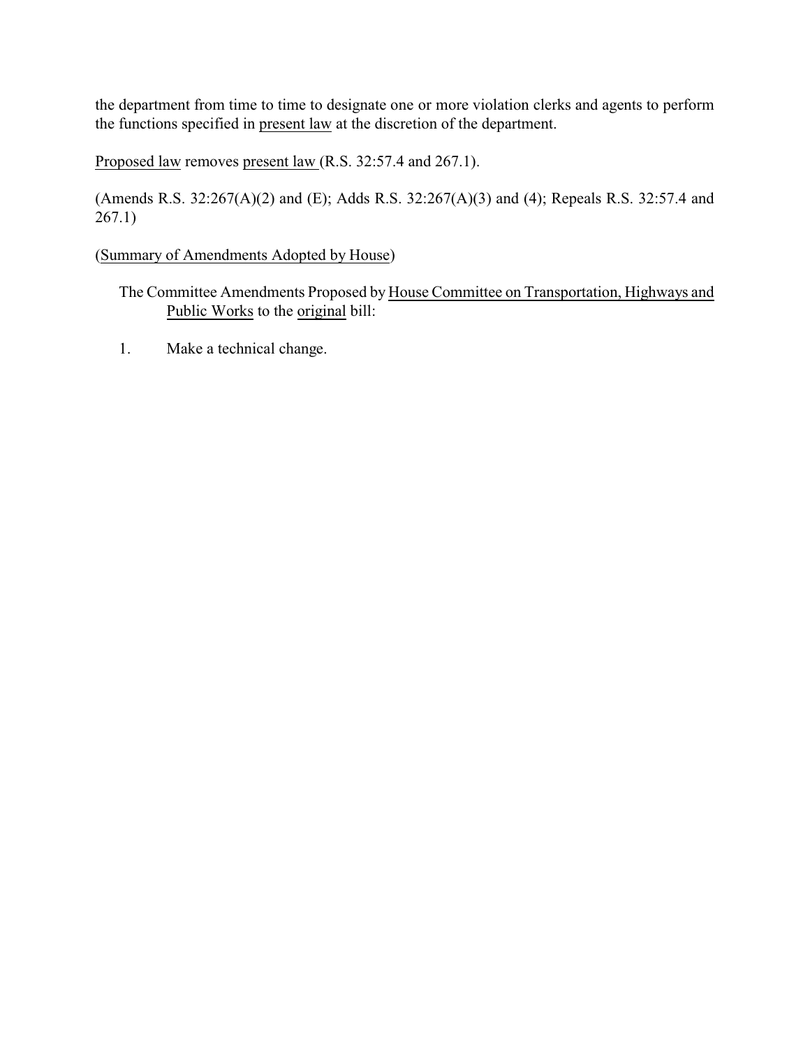the department from time to time to designate one or more violation clerks and agents to perform the functions specified in present law at the discretion of the department.

Proposed law removes present law (R.S. 32:57.4 and 267.1).

(Amends R.S. 32:267(A)(2) and (E); Adds R.S. 32:267(A)(3) and (4); Repeals R.S. 32:57.4 and 267.1)

(Summary of Amendments Adopted by House)

The Committee Amendments Proposed by House Committee on Transportation, Highways and Public Works to the original bill:

1. Make a technical change.